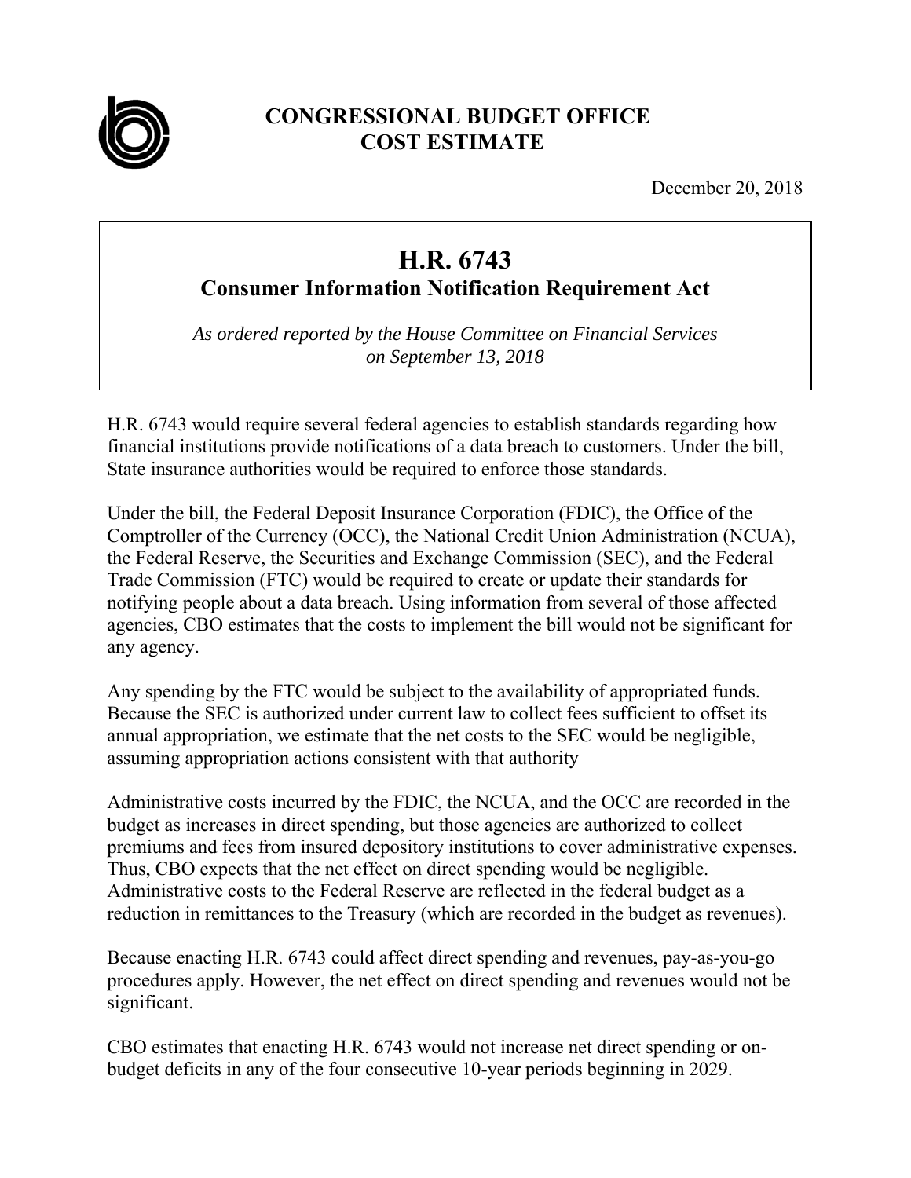# CONGRESSIONAL BUDGET OFFICE
# COST ESTIMATE

December 20, 2018

## H.R. 6743
### Consumer Information Notification Requirement Act

*As ordered reported by the House Committee on Financial Services on September 13, 2018*

H.R. 6743 would require several federal agencies to establish standards regarding how financial institutions provide notifications of a data breach to customers. Under the bill, State insurance authorities would be required to enforce those standards.

Under the bill, the Federal Deposit Insurance Corporation (FDIC), the Office of the Comptroller of the Currency (OCC), the National Credit Union Administration (NCUA), the Federal Reserve, the Securities and Exchange Commission (SEC), and the Federal Trade Commission (FTC) would be required to create or update their standards for notifying people about a data breach. Using information from several of those affected agencies, CBO estimates that the costs to implement the bill would not be significant for any agency.

Any spending by the FTC would be subject to the availability of appropriated funds. Because the SEC is authorized under current law to collect fees sufficient to offset its annual appropriation, we estimate that the net costs to the SEC would be negligible, assuming appropriation actions consistent with that authority

Administrative costs incurred by the FDIC, the NCUA, and the OCC are recorded in the budget as increases in direct spending, but those agencies are authorized to collect premiums and fees from insured depository institutions to cover administrative expenses. Thus, CBO expects that the net effect on direct spending would be negligible. Administrative costs to the Federal Reserve are reflected in the federal budget as a reduction in remittances to the Treasury (which are recorded in the budget as revenues).

Because enacting H.R. 6743 could affect direct spending and revenues, pay-as-you-go procedures apply. However, the net effect on direct spending and revenues would not be significant.

CBO estimates that enacting H.R. 6743 would not increase net direct spending or on-budget deficits in any of the four consecutive 10-year periods beginning in 2029.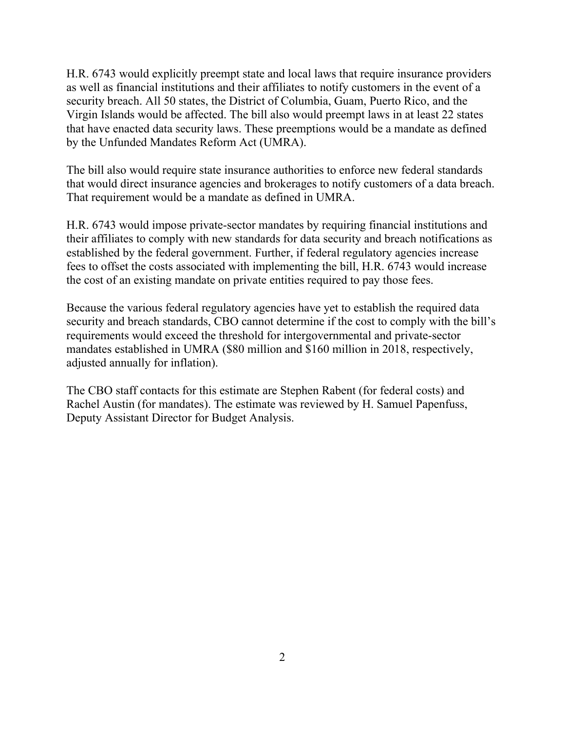H.R. 6743 would explicitly preempt state and local laws that require insurance providers as well as financial institutions and their affiliates to notify customers in the event of a security breach. All 50 states, the District of Columbia, Guam, Puerto Rico, and the Virgin Islands would be affected. The bill also would preempt laws in at least 22 states that have enacted data security laws. These preemptions would be a mandate as defined by the Unfunded Mandates Reform Act (UMRA).

The bill also would require state insurance authorities to enforce new federal standards that would direct insurance agencies and brokerages to notify customers of a data breach. That requirement would be a mandate as defined in UMRA.

H.R. 6743 would impose private-sector mandates by requiring financial institutions and their affiliates to comply with new standards for data security and breach notifications as established by the federal government. Further, if federal regulatory agencies increase fees to offset the costs associated with implementing the bill, H.R. 6743 would increase the cost of an existing mandate on private entities required to pay those fees.

Because the various federal regulatory agencies have yet to establish the required data security and breach standards, CBO cannot determine if the cost to comply with the bill's requirements would exceed the threshold for intergovernmental and private-sector mandates established in UMRA ($80 million and $160 million in 2018, respectively, adjusted annually for inflation).

The CBO staff contacts for this estimate are Stephen Rabent (for federal costs) and Rachel Austin (for mandates). The estimate was reviewed by H. Samuel Papenfuss, Deputy Assistant Director for Budget Analysis.